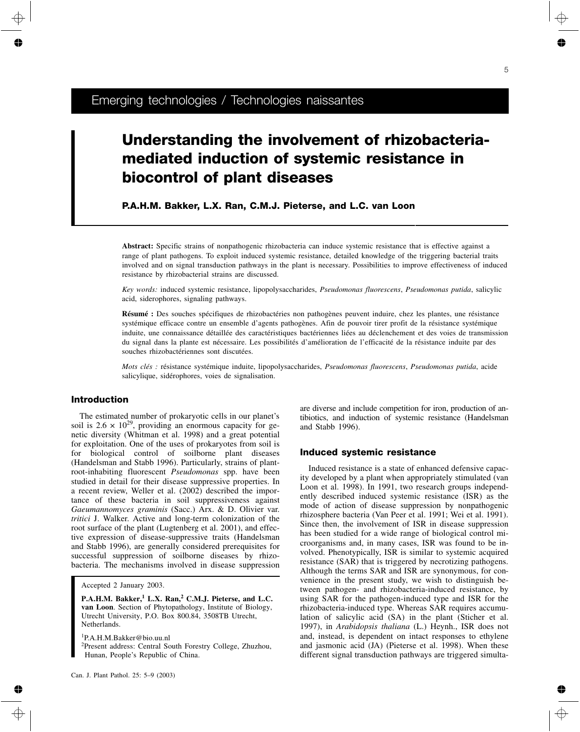Emerging technologies / Technologies naissantes

# Understanding the involvement of rhizobacteria-mediated induction of systemic resistance in biocontrol of plant diseases

**P.A.H.M. Bakker, L.X. Ran, C.M.J. Pieterse, and L.C. van Loon**

**Abstract:** Specific strains of nonpathogenic rhizobacteria can induce systemic resistance that is effective against a range of plant pathogens. To exploit induced systemic resistance, detailed knowledge of the triggering bacterial traits involved and on signal transduction pathways in the plant is necessary. Possibilities to improve effectiveness of induced resistance by rhizobacterial strains are discussed.

*Key words:* induced systemic resistance, lipopolysaccharides, *Pseudomonas fluorescens*, *Pseudomonas putida*, salicylic acid, siderophores, signaling pathways.

**Résumé :** Des souches spécifiques de rhizobactéries non pathogènes peuvent induire, chez les plantes, une résistance systémique efficace contre un ensemble d'agents pathogènes. Afin de pouvoir tirer profit de la résistance systémique induite, une connaissance détaillée des caractéristiques bactériennes liées au déclenchement et des voies de transmission du signal dans la plante est nécessaire. Les possibilités d'amélioration de l'efficacité de la résistance induite par des souches rhizobactériennes sont discutées.

*Mots clés :* résistance systémique induite, lipopolysaccharides, *Pseudomonas fluorescens*, *Pseudomonas putida*, acide salicylique, sidérophores, voies de signalisation.

## Introduction

The estimated number of prokaryotic cells in our planet's soil is $2.6 \times 10^{29}$, providing an enormous capacity for genetic diversity (Whitman et al. 1998) and a great potential for exploitation. One of the uses of prokaryotes from soil is for biological control of soilborne plant diseases (Handelsman and Stabb 1996). Particularly, strains of plant-root-inhabiting fluorescent *Pseudomonas* spp. have been studied in detail for their disease suppressive properties. In a recent review, Weller et al. (2002) described the importance of these bacteria in soil suppressiveness against *Gaeumannomyces graminis* (Sacc.) Arx. & D. Olivier var. *tritici* J. Walker. Active and long-term colonization of the root surface of the plant (Lugtenberg et al. 2001), and effective expression of disease-suppressive traits (Handelsman and Stabb 1996), are generally considered prerequisites for successful suppression of soilborne diseases by rhizobacteria. The mechanisms involved in disease suppression are diverse and include competition for iron, production of antibiotics, and induction of systemic resistance (Handelsman and Stabb 1996).

Accepted 2 January 2003.

**P.A.H.M. Bakker,[1] L.X. Ran,[2] C.M.J. Pieterse, and L.C. van Loon**. Section of Phytopathology, Institute of Biology, Utrecht University, P.O. Box 800.84, 3508TB Utrecht, Netherlands.

[1]P.A.H.M.Bakker@bio.uu.nl

[2]Present address: Central South Forestry College, Zhuzhou, Hunan, People's Republic of China.

## Induced systemic resistance

Induced resistance is a state of enhanced defensive capacity developed by a plant when appropriately stimulated (van Loon et al. 1998). In 1991, two research groups independently described induced systemic resistance (ISR) as the mode of action of disease suppression by nonpathogenic rhizosphere bacteria (Van Peer et al. 1991; Wei et al. 1991). Since then, the involvement of ISR in disease suppression has been studied for a wide range of biological control microorganisms and, in many cases, ISR was found to be involved. Phenotypically, ISR is similar to systemic acquired resistance (SAR) that is triggered by necrotizing pathogens. Although the terms SAR and ISR are synonymous, for convenience in the present study, we wish to distinguish between pathogen- and rhizobacteria-induced resistance, by using SAR for the pathogen-induced type and ISR for the rhizobacteria-induced type. Whereas SAR requires accumulation of salicylic acid (SA) in the plant (Sticher et al. 1997), in *Arabidopsis thaliana* (L.) Heynh., ISR does not and, instead, is dependent on intact responses to ethylene and jasmonic acid (JA) (Pieterse et al. 1998). When these different signal transduction pathways are triggered simulta-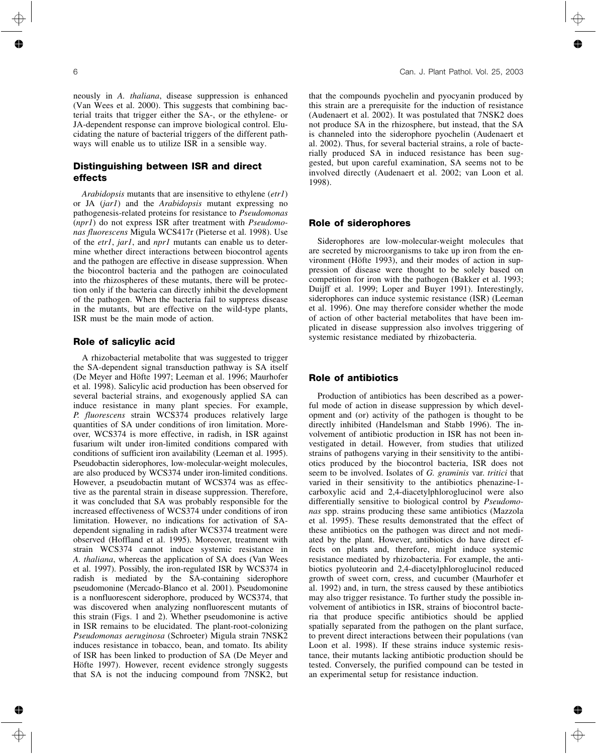neously in *A. thaliana*, disease suppression is enhanced (Van Wees et al. 2000). This suggests that combining bacterial traits that trigger either the SA-, or the ethylene- or JA-dependent response can improve biological control. Elucidating the nature of bacterial triggers of the different pathways will enable us to utilize ISR in a sensible way.

## Distinguishing between ISR and direct effects

*Arabidopsis* mutants that are insensitive to ethylene (*etr1*) or JA (*jar1*) and the *Arabidopsis* mutant expressing no pathogenesis-related proteins for resistance to *Pseudomonas* (*npr1*) do not express ISR after treatment with *Pseudomonas fluorescens* Migula WCS417r (Pieterse et al. 1998). Use of the *etr1*, *jar1*, and *npr1* mutants can enable us to determine whether direct interactions between biocontrol agents and the pathogen are effective in disease suppression. When the biocontrol bacteria and the pathogen are coinoculated into the rhizospheres of these mutants, there will be protection only if the bacteria can directly inhibit the development of the pathogen. When the bacteria fail to suppress disease in the mutants, but are effective on the wild-type plants, ISR must be the main mode of action.

## Role of salicylic acid

A rhizobacterial metabolite that was suggested to trigger the SA-dependent signal transduction pathway is SA itself (De Meyer and Höfte 1997; Leeman et al. 1996; Maurhofer et al. 1998). Salicylic acid production has been observed for several bacterial strains, and exogenously applied SA can induce resistance in many plant species. For example, *P. fluorescens* strain WCS374 produces relatively large quantities of SA under conditions of iron limitation. Moreover, WCS374 is more effective, in radish, in ISR against fusarium wilt under iron-limited conditions compared with conditions of sufficient iron availability (Leeman et al. 1995). Pseudobactin siderophores, low-molecular-weight molecules, are also produced by WCS374 under iron-limited conditions. However, a pseudobactin mutant of WCS374 was as effective as the parental strain in disease suppression. Therefore, it was concluded that SA was probably responsible for the increased effectiveness of WCS374 under conditions of iron limitation. However, no indications for activation of SA-dependent signaling in radish after WCS374 treatment were observed (Hoffland et al. 1995). Moreover, treatment with strain WCS374 cannot induce systemic resistance in *A. thaliana*, whereas the application of SA does (Van Wees et al. 1997). Possibly, the iron-regulated ISR by WCS374 in radish is mediated by the SA-containing siderophore pseudomonine (Mercado-Blanco et al. 2001). Pseudomonine is a nonfluorescent siderophore, produced by WCS374, that was discovered when analyzing nonfluorescent mutants of this strain (Figs. 1 and 2). Whether pseudomonine is active in ISR remains to be elucidated. The plant-root-colonizing *Pseudomonas aeruginosa* (Schroeter) Migula strain 7NSK2 induces resistance in tobacco, bean, and tomato. Its ability of ISR has been linked to production of SA (De Meyer and Höfte 1997). However, recent evidence strongly suggests that SA is not the inducing compound from 7NSK2, but that the compounds pyochelin and pyocyanin produced by this strain are a prerequisite for the induction of resistance (Audenaert et al. 2002). It was postulated that 7NSK2 does not produce SA in the rhizosphere, but instead, that the SA is channeled into the siderophore pyochelin (Audenaert et al. 2002). Thus, for several bacterial strains, a role of bacterially produced SA in induced resistance has been suggested, but upon careful examination, SA seems not to be involved directly (Audenaert et al. 2002; van Loon et al. 1998).

## Role of siderophores

Siderophores are low-molecular-weight molecules that are secreted by microorganisms to take up iron from the environment (Höfte 1993), and their modes of action in suppression of disease were thought to be solely based on competition for iron with the pathogen (Bakker et al. 1993; Duijff et al. 1999; Loper and Buyer 1991). Interestingly, siderophores can induce systemic resistance (ISR) (Leeman et al. 1996). One may therefore consider whether the mode of action of other bacterial metabolites that have been implicated in disease suppression also involves triggering of systemic resistance mediated by rhizobacteria.

## Role of antibiotics

Production of antibiotics has been described as a powerful mode of action in disease suppression by which development and (or) activity of the pathogen is thought to be directly inhibited (Handelsman and Stabb 1996). The involvement of antibiotic production in ISR has not been investigated in detail. However, from studies that utilized strains of pathogens varying in their sensitivity to the antibiotics produced by the biocontrol bacteria, ISR does not seem to be involved. Isolates of *G. graminis* var. *tritici* that varied in their sensitivity to the antibiotics phenazine-1-carboxylic acid and 2,4-diacetylphloroglucinol were also differentially sensitive to biological control by *Pseudomonas* spp. strains producing these same antibiotics (Mazzola et al. 1995). These results demonstrated that the effect of these antibiotics on the pathogen was direct and not mediated by the plant. However, antibiotics do have direct effects on plants and, therefore, might induce systemic resistance mediated by rhizobacteria. For example, the antibiotics pyoluteorin and 2,4-diacetylphloroglucinol reduced growth of sweet corn, cress, and cucumber (Maurhofer et al. 1992) and, in turn, the stress caused by these antibiotics may also trigger resistance. To further study the possible involvement of antibiotics in ISR, strains of biocontrol bacteria that produce specific antibiotics should be applied spatially separated from the pathogen on the plant surface, to prevent direct interactions between their populations (van Loon et al. 1998). If these strains induce systemic resistance, their mutants lacking antibiotic production should be tested. Conversely, the purified compound can be tested in an experimental setup for resistance induction.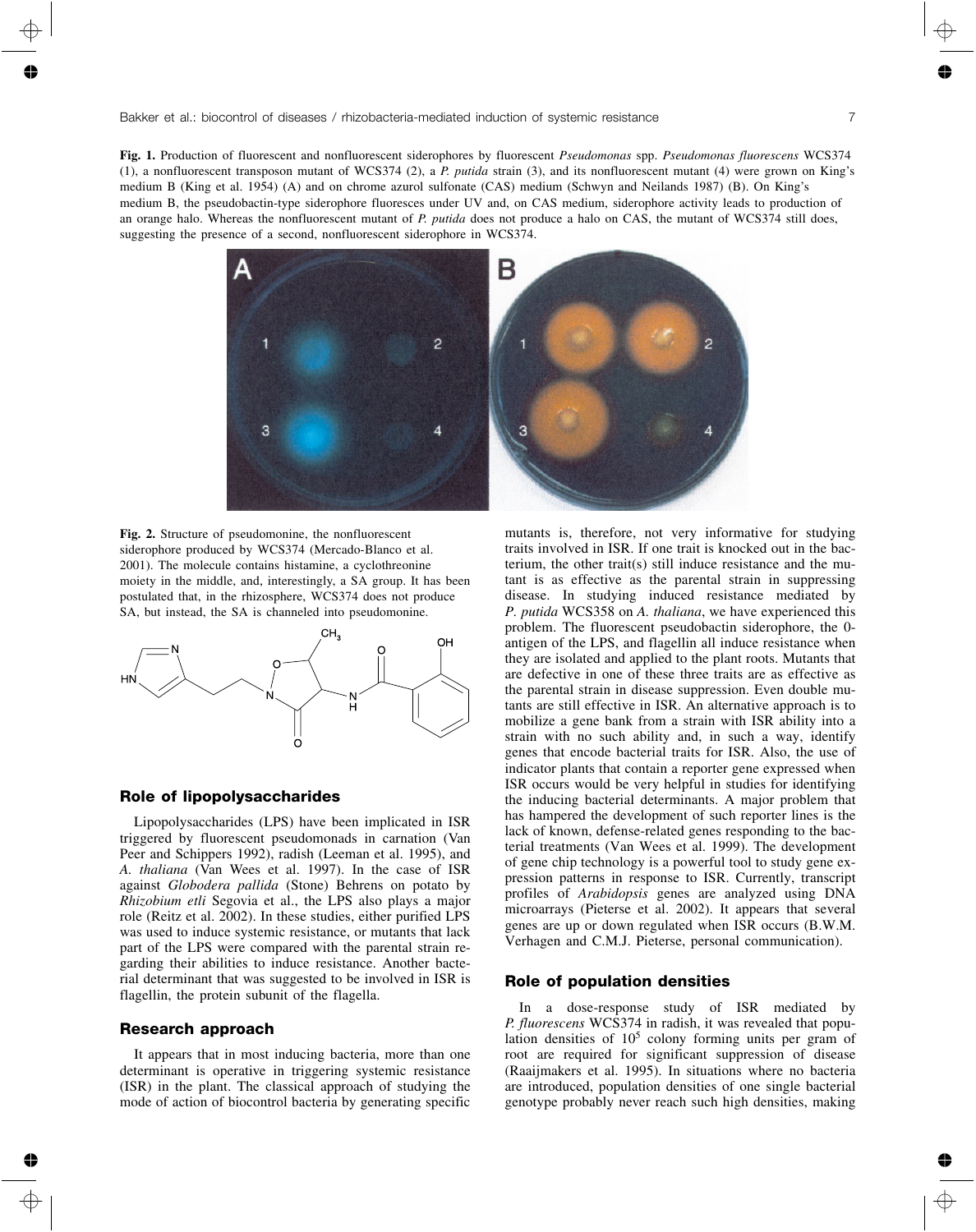**Fig. 1.** Production of fluorescent and nonfluorescent siderophores by fluorescent *Pseudomonas* spp. *Pseudomonas fluorescens* WCS374 (1), a nonfluorescent transposon mutant of WCS374 (2), a *P. putida* strain (3), and its nonfluorescent mutant (4) were grown on King's medium B (King et al. 1954) (A) and on chrome azurol sulfonate (CAS) medium (Schwyn and Neilands 1987) (B). On King's medium B, the pseudobactin-type siderophore fluoresces under UV and, on CAS medium, siderophore activity leads to production of an orange halo. Whereas the nonfluorescent mutant of *P. putida* does not produce a halo on CAS, the mutant of WCS374 still does, suggesting the presence of a second, nonfluorescent siderophore in WCS374.

**Fig. 2.** Structure of pseudomonine, the nonfluorescent siderophore produced by WCS374 (Mercado-Blanco et al. 2001). The molecule contains histamine, a cyclothreonine moiety in the middle, and, interestingly, a SA group. It has been postulated that, in the rhizosphere, WCS374 does not produce SA, but instead, the SA is channeled into pseudomonine.

## Role of lipopolysaccharides

Lipopolysaccharides (LPS) have been implicated in ISR triggered by fluorescent pseudomonads in carnation (Van Peer and Schippers 1992), radish (Leeman et al. 1995), and *A. thaliana* (Van Wees et al. 1997). In the case of ISR against *Globodera pallida* (Stone) Behrens on potato by *Rhizobium etli* Segovia et al., the LPS also plays a major role (Reitz et al. 2002). In these studies, either purified LPS was used to induce systemic resistance, or mutants that lack part of the LPS were compared with the parental strain regarding their abilities to induce resistance. Another bacterial determinant that was suggested to be involved in ISR is flagellin, the protein subunit of the flagella.

## Research approach

It appears that in most inducing bacteria, more than one determinant is operative in triggering systemic resistance (ISR) in the plant. The classical approach of studying the mode of action of biocontrol bacteria by generating specific mutants is, therefore, not very informative for studying traits involved in ISR. If one trait is knocked out in the bacterium, the other trait(s) still induce resistance and the mutant is as effective as the parental strain in suppressing disease. In studying induced resistance mediated by *P. putida* WCS358 on *A. thaliana*, we have experienced this problem. The fluorescent pseudobactin siderophore, the 0-antigen of the LPS, and flagellin all induce resistance when they are isolated and applied to the plant roots. Mutants that are defective in one of these three traits are as effective as the parental strain in disease suppression. Even double mutants are still effective in ISR. An alternative approach is to mobilize a gene bank from a strain with ISR ability into a strain with no such ability and, in such a way, identify genes that encode bacterial traits for ISR. Also, the use of indicator plants that contain a reporter gene expressed when ISR occurs would be very helpful in studies for identifying the inducing bacterial determinants. A major problem that has hampered the development of such reporter lines is the lack of known, defense-related genes responding to the bacterial treatments (Van Wees et al. 1999). The development of gene chip technology is a powerful tool to study gene expression patterns in response to ISR. Currently, transcript profiles of *Arabidopsis* genes are analyzed using DNA microarrays (Pieterse et al. 2002). It appears that several genes are up or down regulated when ISR occurs (B.W.M. Verhagen and C.M.J. Pieterse, personal communication).

## Role of population densities

In a dose-response study of ISR mediated by *P. fluorescens* WCS374 in radish, it was revealed that population densities of $10^5$ colony forming units per gram of root are required for significant suppression of disease (Raaijmakers et al. 1995). In situations where no bacteria are introduced, population densities of one single bacterial genotype probably never reach such high densities, making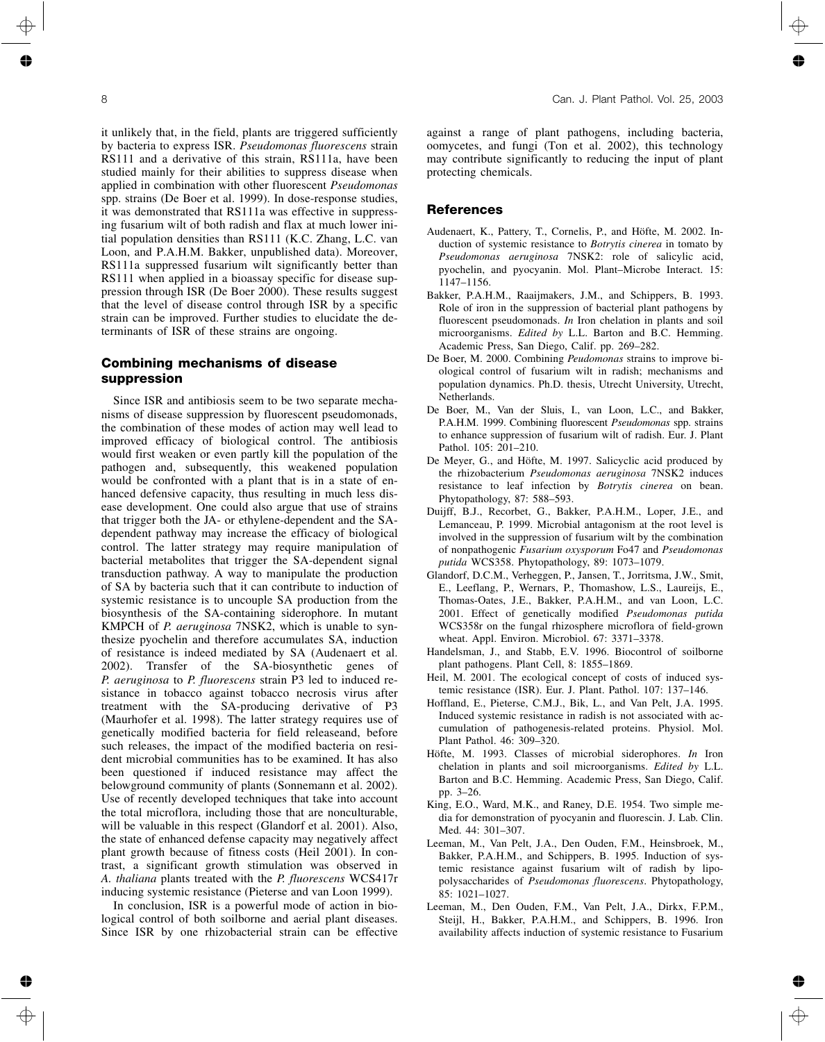it unlikely that, in the field, plants are triggered sufficiently by bacteria to express ISR. *Pseudomonas fluorescens* strain RS111 and a derivative of this strain, RS111a, have been studied mainly for their abilities to suppress disease when applied in combination with other fluorescent *Pseudomonas* spp. strains (De Boer et al. 1999). In dose-response studies, it was demonstrated that RS111a was effective in suppressing fusarium wilt of both radish and flax at much lower initial population densities than RS111 (K.C. Zhang, L.C. van Loon, and P.A.H.M. Bakker, unpublished data). Moreover, RS111a suppressed fusarium wilt significantly better than RS111 when applied in a bioassay specific for disease suppression through ISR (De Boer 2000). These results suggest that the level of disease control through ISR by a specific strain can be improved. Further studies to elucidate the determinants of ISR of these strains are ongoing.

## Combining mechanisms of disease suppression

Since ISR and antibiosis seem to be two separate mechanisms of disease suppression by fluorescent pseudomonads, the combination of these modes of action may well lead to improved efficacy of biological control. The antibiosis would first weaken or even partly kill the population of the pathogen and, subsequently, this weakened population would be confronted with a plant that is in a state of enhanced defensive capacity, thus resulting in much less disease development. One could also argue that use of strains that trigger both the JA- or ethylene-dependent and the SA-dependent pathway may increase the efficacy of biological control. The latter strategy may require manipulation of bacterial metabolites that trigger the SA-dependent signal transduction pathway. A way to manipulate the production of SA by bacteria such that it can contribute to induction of systemic resistance is to uncouple SA production from the biosynthesis of the SA-containing siderophore. In mutant KMPCH of *P. aeruginosa* 7NSK2, which is unable to synthesize pyochelin and therefore accumulates SA, induction of resistance is indeed mediated by SA (Audenaert et al. 2002). Transfer of the SA-biosynthetic genes of *P. aeruginosa* to *P. fluorescens* strain P3 led to induced resistance in tobacco against tobacco necrosis virus after treatment with the SA-producing derivative of P3 (Maurhofer et al. 1998). The latter strategy requires use of genetically modified bacteria for field releaseand, before such releases, the impact of the modified bacteria on resident microbial communities has to be examined. It has also been questioned if induced resistance may affect the belowground community of plants (Sonnemann et al. 2002). Use of recently developed techniques that take into account the total microflora, including those that are nonculturable, will be valuable in this respect (Glandorf et al. 2001). Also, the state of enhanced defense capacity may negatively affect plant growth because of fitness costs (Heil 2001). In contrast, a significant growth stimulation was observed in *A. thaliana* plants treated with the *P. fluorescens* WCS417r inducing systemic resistance (Pieterse and van Loon 1999).

In conclusion, ISR is a powerful mode of action in biological control of both soilborne and aerial plant diseases. Since ISR by one rhizobacterial strain can be effective against a range of plant pathogens, including bacteria, oomycetes, and fungi (Ton et al. 2002), this technology may contribute significantly to reducing the input of plant protecting chemicals.

## References

Audenaert, K., Pattery, T., Cornelis, P., and Höfte, M. 2002. Induction of systemic resistance to *Botrytis cinerea* in tomato by *Pseudomonas aeruginosa* 7NSK2: role of salicylic acid, pyochelin, and pyocyanin. Mol. Plant–Microbe Interact. 15: 1147–1156.

Bakker, P.A.H.M., Raaijmakers, J.M., and Schippers, B. 1993. Role of iron in the suppression of bacterial plant pathogens by fluorescent pseudomonads. *In* Iron chelation in plants and soil microorganisms. *Edited by* L.L. Barton and B.C. Hemming. Academic Press, San Diego, Calif. pp. 269–282.

De Boer, M. 2000. Combining *Peudomonas* strains to improve biological control of fusarium wilt in radish; mechanisms and population dynamics. Ph.D. thesis, Utrecht University, Utrecht, Netherlands.

De Boer, M., Van der Sluis, I., van Loon, L.C., and Bakker, P.A.H.M. 1999. Combining fluorescent *Pseudomonas* spp. strains to enhance suppression of fusarium wilt of radish. Eur. J. Plant Pathol. 105: 201–210.

De Meyer, G., and Höfte, M. 1997. Salicyclic acid produced by the rhizobacterium *Pseudomonas aeruginosa* 7NSK2 induces resistance to leaf infection by *Botrytis cinerea* on bean. Phytopathology, 87: 588–593.

Duijff, B.J., Recorbet, G., Bakker, P.A.H.M., Loper, J.E., and Lemanceau, P. 1999. Microbial antagonism at the root level is involved in the suppression of fusarium wilt by the combination of nonpathogenic *Fusarium oxysporum* Fo47 and *Pseudomonas putida* WCS358. Phytopathology, 89: 1073–1079.

Glandorf, D.C.M., Verheggen, P., Jansen, T., Jorritsma, J.W., Smit, E., Leeflang, P., Wernars, P., Thomashow, L.S., Laureijs, E., Thomas-Oates, J.E., Bakker, P.A.H.M., and van Loon, L.C. 2001. Effect of genetically modified *Pseudomonas putida* WCS358r on the fungal rhizosphere microflora of field-grown wheat. Appl. Environ. Microbiol. 67: 3371–3378.

Handelsman, J., and Stabb, E.V. 1996. Biocontrol of soilborne plant pathogens. Plant Cell, 8: 1855–1869.

Heil, M. 2001. The ecological concept of costs of induced systemic resistance (ISR). Eur. J. Plant. Pathol. 107: 137–146.

Hoffland, E., Pieterse, C.M.J., Bik, L., and Van Pelt, J.A. 1995. Induced systemic resistance in radish is not associated with accumulation of pathogenesis-related proteins. Physiol. Mol. Plant Pathol. 46: 309–320.

Höfte, M. 1993. Classes of microbial siderophores. *In* Iron chelation in plants and soil microorganisms. *Edited by* L.L. Barton and B.C. Hemming. Academic Press, San Diego, Calif. pp. 3–26.

King, E.O., Ward, M.K., and Raney, D.E. 1954. Two simple media for demonstration of pyocyanin and fluorescin. J. Lab. Clin. Med. 44: 301–307.

Leeman, M., Van Pelt, J.A., Den Ouden, F.M., Heinsbroek, M., Bakker, P.A.H.M., and Schippers, B. 1995. Induction of systemic resistance against fusarium wilt of radish by lipopolysaccharides of *Pseudomonas fluorescens*. Phytopathology, 85: 1021–1027.

Leeman, M., Den Ouden, F.M., Van Pelt, J.A., Dirkx, F.P.M., Steijl, H., Bakker, P.A.H.M., and Schippers, B. 1996. Iron availability affects induction of systemic resistance to Fusarium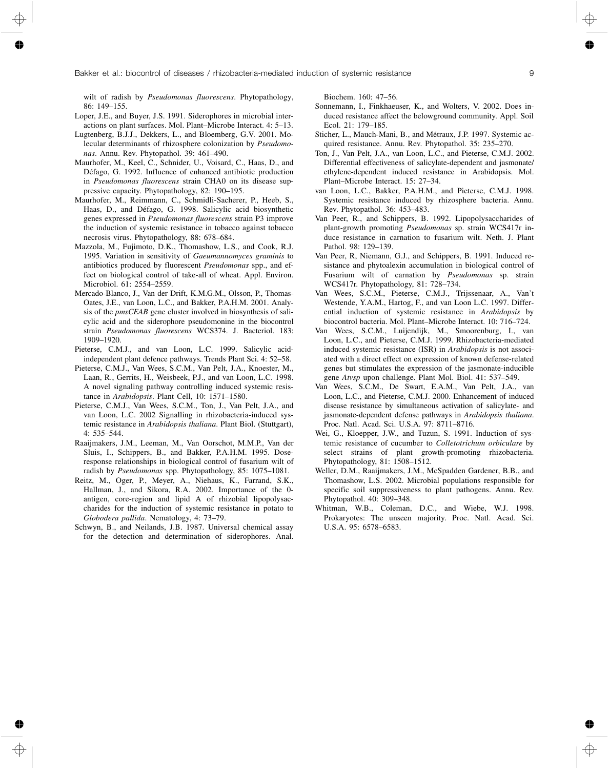wilt of radish by *Pseudomonas fluorescens*. Phytopathology, 86: 149–155.

Loper, J.E., and Buyer, J.S. 1991. Siderophores in microbial interactions on plant surfaces. Mol. Plant–Microbe Interact. 4: 5–13.

Lugtenberg, B.J.J., Dekkers, L., and Bloemberg, G.V. 2001. Molecular determinants of rhizosphere colonization by *Pseudomonas*. Annu. Rev. Phytopathol. 39: 461–490.

Maurhofer, M., Keel, C., Schnider, U., Voisard, C., Haas, D., and Défago, G. 1992. Influence of enhanced antibiotic production in *Pseudomonas fluorescens* strain CHA0 on its disease suppressive capacity. Phytopathology, 82: 190–195.

Maurhofer, M., Reimmann, C., Schmidli-Sacherer, P., Heeb, S., Haas, D., and Défago, G. 1998. Salicylic acid biosynthetic genes expressed in *Pseudomonas fluorescens* strain P3 improve the induction of systemic resistance in tobacco against tobacco necrosis virus. Phytopathology, 88: 678–684.

Mazzola, M., Fujimoto, D.K., Thomashow, L.S., and Cook, R.J. 1995. Variation in sensitivity of *Gaeumannomyces graminis* to antibiotics produced by fluorescent *Pseudomonas* spp., and effect on biological control of take-all of wheat. Appl. Environ. Microbiol. 61: 2554–2559.

Mercado-Blanco, J., Van der Drift, K.M.G.M., Olsson, P., Thomas-Oates, J.E., van Loon, L.C., and Bakker, P.A.H.M. 2001. Analysis of the *pmsCEAB* gene cluster involved in biosynthesis of salicylic acid and the siderophore pseudomonine in the biocontrol strain *Pseudomonas fluorescens* WCS374. J. Bacteriol. 183: 1909–1920.

Pieterse, C.M.J., and van Loon, L.C. 1999. Salicylic acid-independent plant defence pathways. Trends Plant Sci. 4: 52–58.

Pieterse, C.M.J., Van Wees, S.C.M., Van Pelt, J.A., Knoester, M., Laan, R., Gerrits, H., Weisbeek, P.J., and van Loon, L.C. 1998. A novel signaling pathway controlling induced systemic resistance in *Arabidopsis*. Plant Cell, 10: 1571–1580.

Pieterse, C.M.J., Van Wees, S.C.M., Ton, J., Van Pelt, J.A., and van Loon, L.C. 2002 Signalling in rhizobacteria-induced systemic resistance in *Arabidopsis thaliana*. Plant Biol. (Stuttgart), 4: 535–544.

Raaijmakers, J.M., Leeman, M., Van Oorschot, M.M.P., Van der Sluis, I., Schippers, B., and Bakker, P.A.H.M. 1995. Dose-response relationships in biological control of fusarium wilt of radish by *Pseudomonas* spp. Phytopathology, 85: 1075–1081.

Reitz, M., Oger, P., Meyer, A., Niehaus, K., Farrand, S.K., Hallman, J., and Sikora, R.A. 2002. Importance of the 0-antigen, core-region and lipid A of rhizobial lipopolysaccharides for the induction of systemic resistance in potato to *Globodera pallida*. Nematology, 4: 73–79.

Schwyn, B., and Neilands, J.B. 1987. Universal chemical assay for the detection and determination of siderophores. Anal. Biochem. 160: 47–56.

Sonnemann, I., Finkhaeuser, K., and Wolters, V. 2002. Does induced resistance affect the belowground community. Appl. Soil Ecol. 21: 179–185.

Sticher, L., Mauch-Mani, B., and Métraux, J.P. 1997. Systemic acquired resistance. Annu. Rev. Phytopathol. 35: 235–270.

Ton, J., Van Pelt, J.A., van Loon, L.C., and Pieterse, C.M.J. 2002. Differential effectiveness of salicylate-dependent and jasmonate/ethylene-dependent induced resistance in Arabidopsis. Mol. Plant–Microbe Interact. 15: 27–34.

van Loon, L.C., Bakker, P.A.H.M., and Pieterse, C.M.J. 1998. Systemic resistance induced by rhizosphere bacteria. Annu. Rev. Phytopathol. 36: 453–483.

Van Peer, R., and Schippers, B. 1992. Lipopolysaccharides of plant-growth promoting *Pseudomonas* sp. strain WCS417r induce resistance in carnation to fusarium wilt. Neth. J. Plant Pathol. 98: 129–139.

Van Peer, R, Niemann, G.J., and Schippers, B. 1991. Induced resistance and phytoalexin accumulation in biological control of Fusarium wilt of carnation by *Pseudomonas* sp. strain WCS417r. Phytopathology, 81: 728–734.

Van Wees, S.C.M., Pieterse, C.M.J., Trijssenaar, A., Van't Westende, Y.A.M., Hartog, F., and van Loon L.C. 1997. Differential induction of systemic resistance in *Arabidopsis* by biocontrol bacteria. Mol. Plant–Microbe Interact. 10: 716–724.

Van Wees, S.C.M., Luijendijk, M., Smoorenburg, I., van Loon, L.C., and Pieterse, C.M.J. 1999. Rhizobacteria-mediated induced systemic resistance (ISR) in *Arabidopsis* is not associated with a direct effect on expression of known defense-related genes but stimulates the expression of the jasmonate-inducible gene *Atvsp* upon challenge. Plant Mol. Biol. 41: 537–549.

Van Wees, S.C.M., De Swart, E.A.M., Van Pelt, J.A., van Loon, L.C., and Pieterse, C.M.J. 2000. Enhancement of induced disease resistance by simultaneous activation of salicylate- and jasmonate-dependent defense pathways in *Arabidopsis thaliana*. Proc. Natl. Acad. Sci. U.S.A. 97: 8711–8716.

Wei, G., Kloepper, J.W., and Tuzun, S. 1991. Induction of systemic resistance of cucumber to *Colletotrichum orbiculare* by select strains of plant growth-promoting rhizobacteria. Phytopathology, 81: 1508–1512.

Weller, D.M., Raaijmakers, J.M., McSpadden Gardener, B.B., and Thomashow, L.S. 2002. Microbial populations responsible for specific soil suppressiveness to plant pathogens. Annu. Rev. Phytopathol. 40: 309–348.

Whitman, W.B., Coleman, D.C., and Wiebe, W.J. 1998. Prokaryotes: The unseen majority. Proc. Natl. Acad. Sci. U.S.A. 95: 6578–6583.